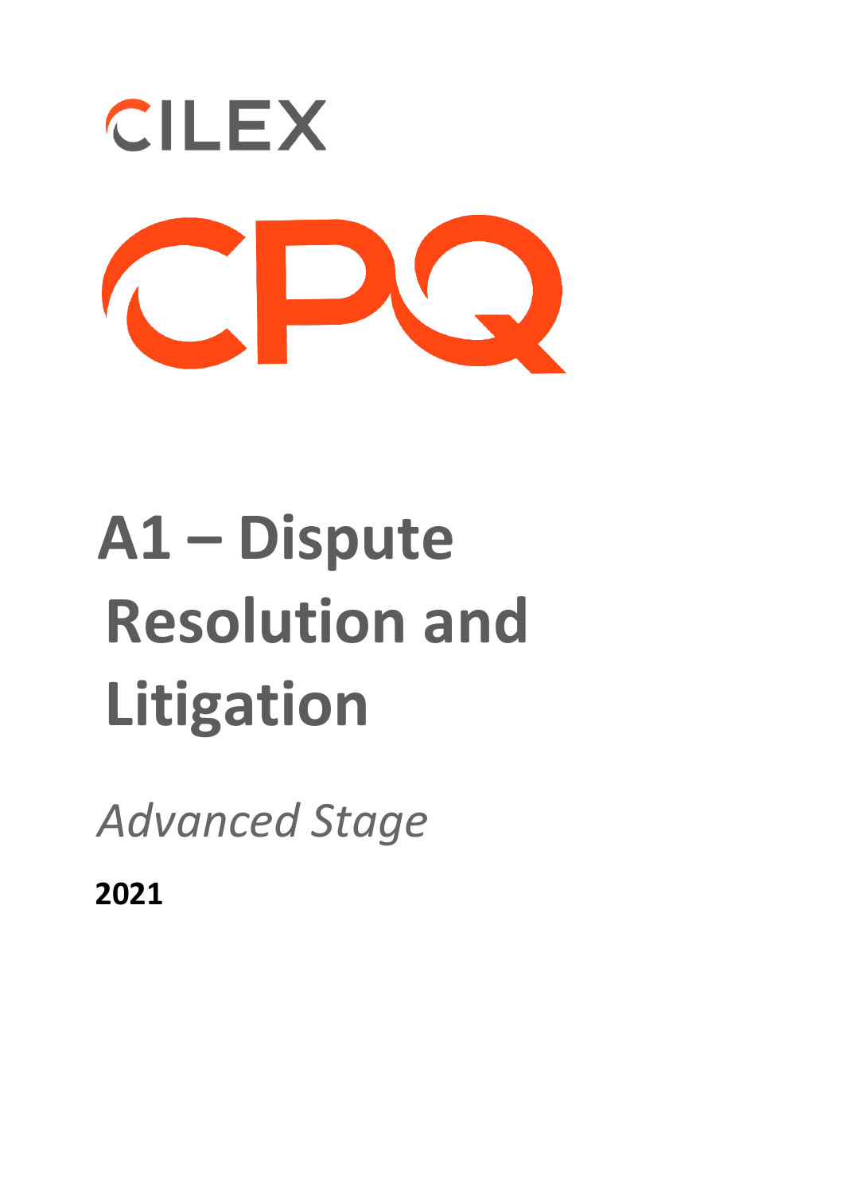CILEX

CPQ

# A1 – Dispute Resolution and Litigation

*Advanced Stage*

**2021**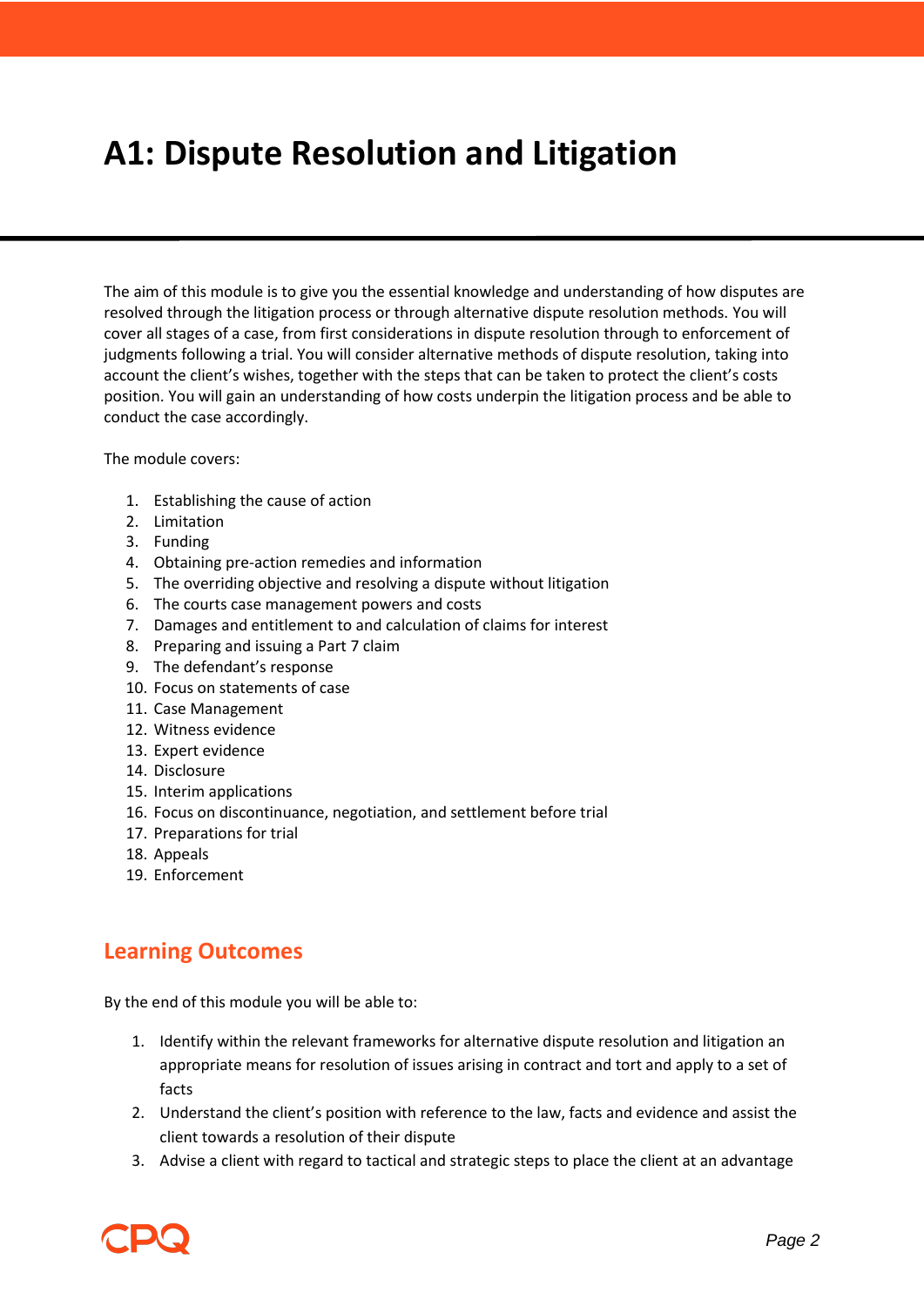# A1: Dispute Resolution and Litigation

The aim of this module is to give you the essential knowledge and understanding of how disputes are resolved through the litigation process or through alternative dispute resolution methods. You will cover all stages of a case, from first considerations in dispute resolution through to enforcement of judgments following a trial. You will consider alternative methods of dispute resolution, taking into account the client's wishes, together with the steps that can be taken to protect the client's costs position. You will gain an understanding of how costs underpin the litigation process and be able to conduct the case accordingly.

The module covers:

1. Establishing the cause of action
2. Limitation
3. Funding
4. Obtaining pre-action remedies and information
5. The overriding objective and resolving a dispute without litigation
6. The courts case management powers and costs
7. Damages and entitlement to and calculation of claims for interest
8. Preparing and issuing a Part 7 claim
9. The defendant's response
10. Focus on statements of case
11. Case Management
12. Witness evidence
13. Expert evidence
14. Disclosure
15. Interim applications
16. Focus on discontinuance, negotiation, and settlement before trial
17. Preparations for trial
18. Appeals
19. Enforcement

## Learning Outcomes

By the end of this module you will be able to:

1. Identify within the relevant frameworks for alternative dispute resolution and litigation an appropriate means for resolution of issues arising in contract and tort and apply to a set of facts
2. Understand the client's position with reference to the law, facts and evidence and assist the client towards a resolution of their dispute
3. Advise a client with regard to tactical and strategic steps to place the client at an advantage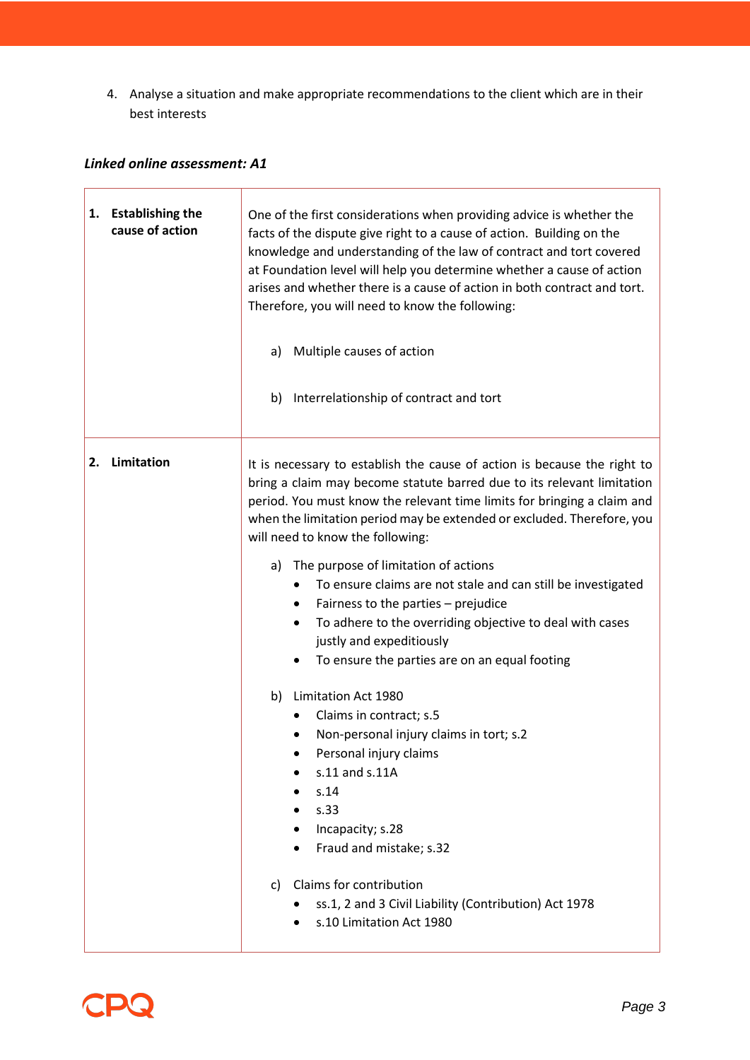4. Analyse a situation and make appropriate recommendations to the client which are in their best interests

***Linked online assessment: A1***

| | |
|---|---|
| **1. Establishing the cause of action** | One of the first considerations when providing advice is whether the facts of the dispute give right to a cause of action. Building on the knowledge and understanding of the law of contract and tort covered at Foundation level will help you determine whether a cause of action arises and whether there is a cause of action in both contract and tort. Therefore, you will need to know the following:<br><br>a) Multiple causes of action<br><br>b) Interrelationship of contract and tort |
| **2. Limitation** | It is necessary to establish the cause of action is because the right to bring a claim may become statute barred due to its relevant limitation period. You must know the relevant time limits for bringing a claim and when the limitation period may be extended or excluded. Therefore, you will need to know the following:<br><br>a) The purpose of limitation of actions<br>• To ensure claims are not stale and can still be investigated<br>• Fairness to the parties – prejudice<br>• To adhere to the overriding objective to deal with cases justly and expeditiously<br>• To ensure the parties are on an equal footing<br><br>b) Limitation Act 1980<br>• Claims in contract; s.5<br>• Non-personal injury claims in tort; s.2<br>• Personal injury claims<br>• s.11 and s.11A<br>• s.14<br>• s.33<br>• Incapacity; s.28<br>• Fraud and mistake; s.32<br><br>c) Claims for contribution<br>• ss.1, 2 and 3 Civil Liability (Contribution) Act 1978<br>• s.10 Limitation Act 1980 |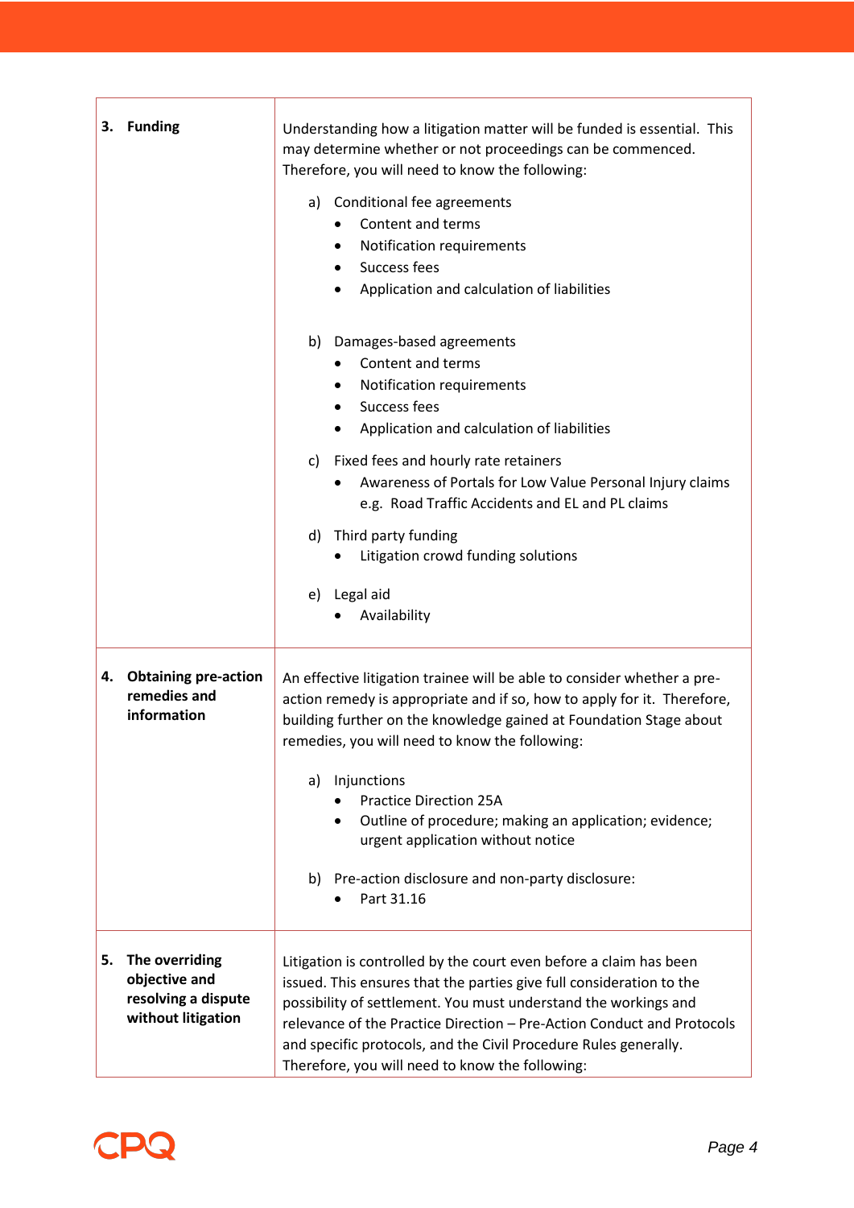| | |
|---|---|
| **3. Funding** | Understanding how a litigation matter will be funded is essential. This may determine whether or not proceedings can be commenced. Therefore, you will need to know the following:<br><br>a) Conditional fee agreements<br>• Content and terms<br>• Notification requirements<br>• Success fees<br>• Application and calculation of liabilities<br><br>b) Damages-based agreements<br>• Content and terms<br>• Notification requirements<br>• Success fees<br>• Application and calculation of liabilities<br><br>c) Fixed fees and hourly rate retainers<br>• Awareness of Portals for Low Value Personal Injury claims e.g. Road Traffic Accidents and EL and PL claims<br><br>d) Third party funding<br>• Litigation crowd funding solutions<br><br>e) Legal aid<br>• Availability |
| **4. Obtaining pre-action remedies and information** | An effective litigation trainee will be able to consider whether a pre-action remedy is appropriate and if so, how to apply for it. Therefore, building further on the knowledge gained at Foundation Stage about remedies, you will need to know the following:<br><br>a) Injunctions<br>• Practice Direction 25A<br>• Outline of procedure; making an application; evidence; urgent application without notice<br><br>b) Pre-action disclosure and non-party disclosure:<br>• Part 31.16 |
| **5. The overriding objective and resolving a dispute without litigation** | Litigation is controlled by the court even before a claim has been issued. This ensures that the parties give full consideration to the possibility of settlement. You must understand the workings and relevance of the Practice Direction – Pre-Action Conduct and Protocols and specific protocols, and the Civil Procedure Rules generally. Therefore, you will need to know the following: |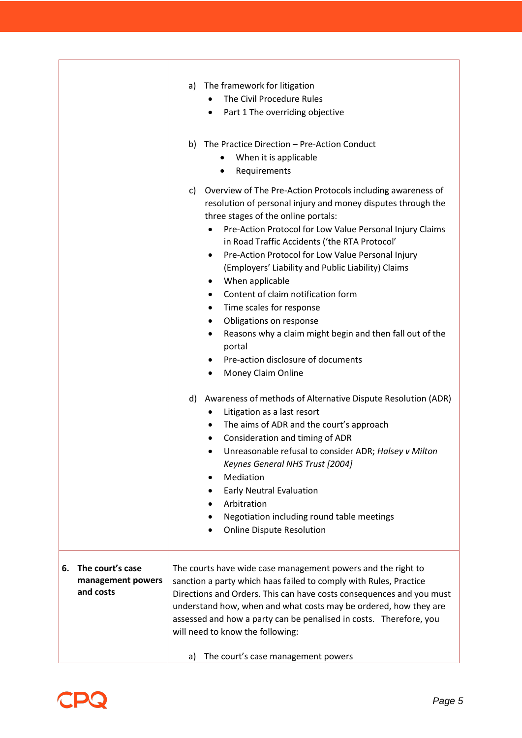| | |
|---|---|
| | a) The framework for litigation<br>• The Civil Procedure Rules<br>• Part 1 The overriding objective<br><br>b) The Practice Direction – Pre-Action Conduct<br>• When it is applicable<br>• Requirements<br><br>c) Overview of The Pre-Action Protocols including awareness of resolution of personal injury and money disputes through the three stages of the online portals:<br>• Pre-Action Protocol for Low Value Personal Injury Claims in Road Traffic Accidents ('the RTA Protocol'<br>• Pre-Action Protocol for Low Value Personal Injury (Employers' Liability and Public Liability) Claims<br>• When applicable<br>• Content of claim notification form<br>• Time scales for response<br>• Obligations on response<br>• Reasons why a claim might begin and then fall out of the portal<br>• Pre-action disclosure of documents<br>• Money Claim Online<br><br>d) Awareness of methods of Alternative Dispute Resolution (ADR)<br>• Litigation as a last resort<br>• The aims of ADR and the court's approach<br>• Consideration and timing of ADR<br>• Unreasonable refusal to consider ADR; *Halsey v Milton Keynes General NHS Trust [2004]*<br>• Mediation<br>• Early Neutral Evaluation<br>• Arbitration<br>• Negotiation including round table meetings<br>• Online Dispute Resolution |
| **6. The court's case management powers and costs** | The courts have wide case management powers and the right to sanction a party which haas failed to comply with Rules, Practice Directions and Orders. This can have costs consequences and you must understand how, when and what costs may be ordered, how they are assessed and how a party can be penalised in costs. Therefore, you will need to know the following:<br><br>a) The court's case management powers |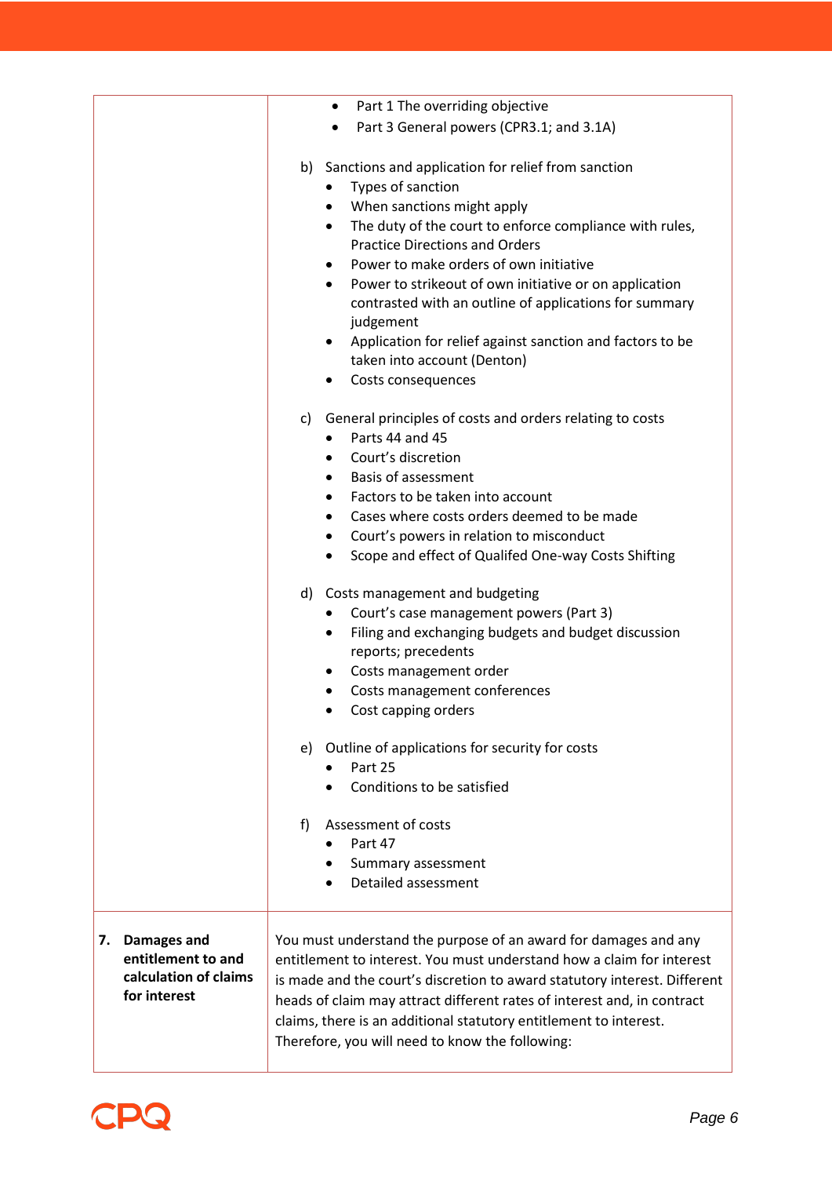| | |
|---|---|
| | • Part 1 The overriding objective<br>• Part 3 General powers (CPR3.1; and 3.1A)<br><br>b) Sanctions and application for relief from sanction<br>• Types of sanction<br>• When sanctions might apply<br>• The duty of the court to enforce compliance with rules, Practice Directions and Orders<br>• Power to make orders of own initiative<br>• Power to strikeout of own initiative or on application contrasted with an outline of applications for summary judgement<br>• Application for relief against sanction and factors to be taken into account (Denton)<br>• Costs consequences<br><br>c) General principles of costs and orders relating to costs<br>• Parts 44 and 45<br>• Court's discretion<br>• Basis of assessment<br>• Factors to be taken into account<br>• Cases where costs orders deemed to be made<br>• Court's powers in relation to misconduct<br>• Scope and effect of Qualifed One-way Costs Shifting<br><br>d) Costs management and budgeting<br>• Court's case management powers (Part 3)<br>• Filing and exchanging budgets and budget discussion reports; precedents<br>• Costs management order<br>• Costs management conferences<br>• Cost capping orders<br><br>e) Outline of applications for security for costs<br>• Part 25<br>• Conditions to be satisfied<br><br>f) Assessment of costs<br>• Part 47<br>• Summary assessment<br>• Detailed assessment |
| **7. Damages and entitlement to and calculation of claims for interest** | You must understand the purpose of an award for damages and any entitlement to interest. You must understand how a claim for interest is made and the court's discretion to award statutory interest. Different heads of claim may attract different rates of interest and, in contract claims, there is an additional statutory entitlement to interest. Therefore, you will need to know the following: |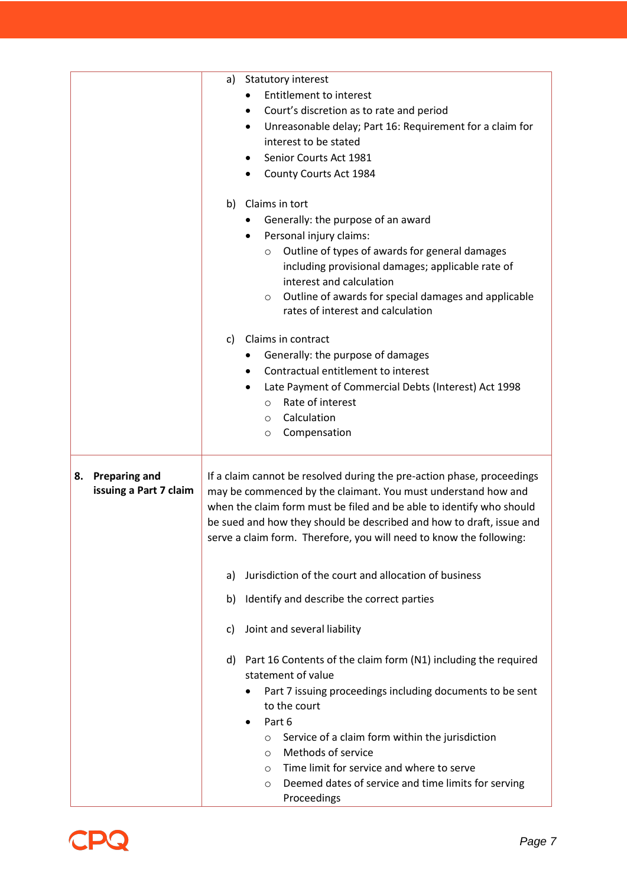| | |
|---|---|
| | a) Statutory interest<br>• Entitlement to interest<br>• Court's discretion as to rate and period<br>• Unreasonable delay; Part 16: Requirement for a claim for interest to be stated<br>• Senior Courts Act 1981<br>• County Courts Act 1984<br><br>b) Claims in tort<br>• Generally: the purpose of an award<br>• Personal injury claims:<br>  ○ Outline of types of awards for general damages including provisional damages; applicable rate of interest and calculation<br>  ○ Outline of awards for special damages and applicable rates of interest and calculation<br><br>c) Claims in contract<br>• Generally: the purpose of damages<br>• Contractual entitlement to interest<br>• Late Payment of Commercial Debts (Interest) Act 1998<br>  ○ Rate of interest<br>  ○ Calculation<br>  ○ Compensation |
| **8. Preparing and issuing a Part 7 claim** | If a claim cannot be resolved during the pre-action phase, proceedings may be commenced by the claimant. You must understand how and when the claim form must be filed and be able to identify who should be sued and how they should be described and how to draft, issue and serve a claim form. Therefore, you will need to know the following:<br><br>a) Jurisdiction of the court and allocation of business<br><br>b) Identify and describe the correct parties<br><br>c) Joint and several liability<br><br>d) Part 16 Contents of the claim form (N1) including the required statement of value<br>• Part 7 issuing proceedings including documents to be sent to the court<br>• Part 6<br>  ○ Service of a claim form within the jurisdiction<br>  ○ Methods of service<br>  ○ Time limit for service and where to serve<br>  ○ Deemed dates of service and time limits for serving Proceedings |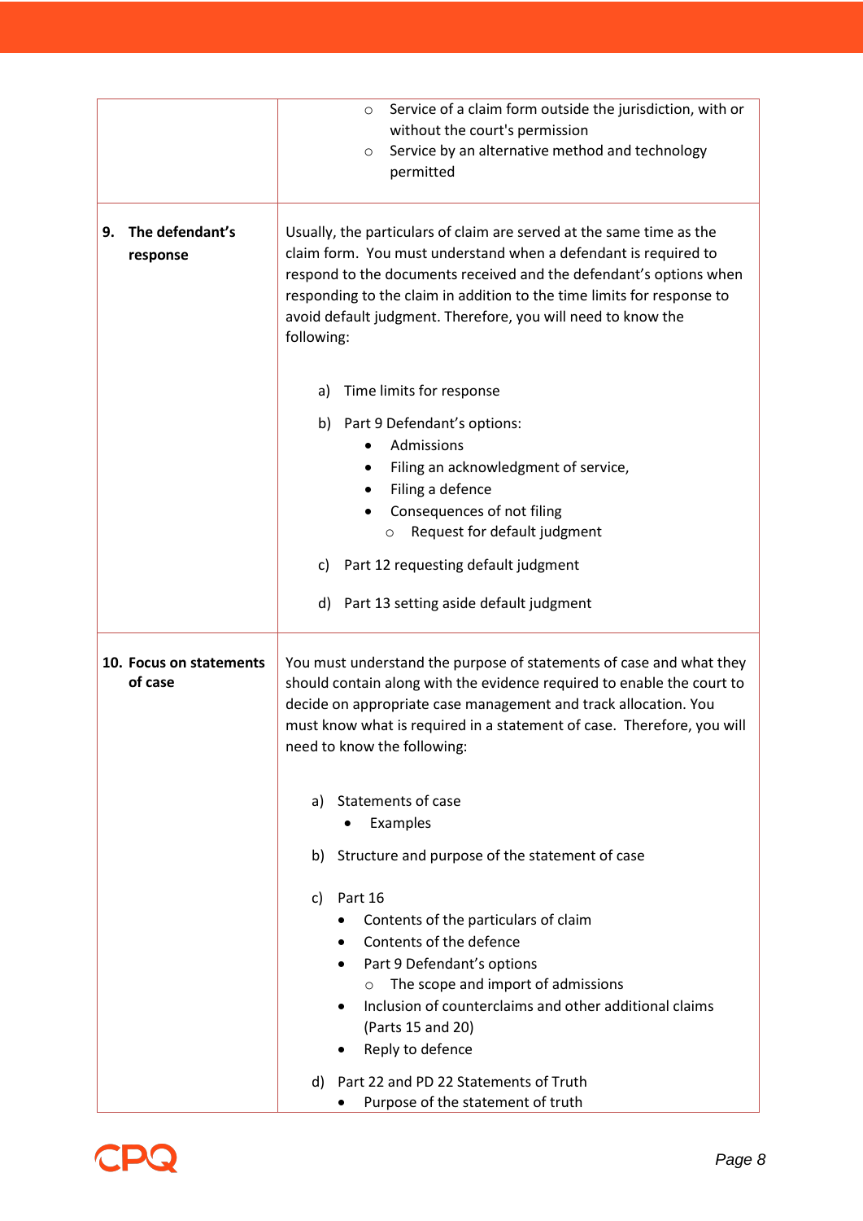| | |
|---|---|
| | ◦ Service of a claim form outside the jurisdiction, with or without the court's permission<br>◦ Service by an alternative method and technology permitted |
| **9. The defendant's response** | Usually, the particulars of claim are served at the same time as the claim form. You must understand when a defendant is required to respond to the documents received and the defendant's options when responding to the claim in addition to the time limits for response to avoid default judgment. Therefore, you will need to know the following:<br><br>a) Time limits for response<br>b) Part 9 Defendant's options:<br>• Admissions<br>• Filing an acknowledgment of service,<br>• Filing a defence<br>• Consequences of not filing<br>◦ Request for default judgment<br>c) Part 12 requesting default judgment<br>d) Part 13 setting aside default judgment |
| **10. Focus on statements of case** | You must understand the purpose of statements of case and what they should contain along with the evidence required to enable the court to decide on appropriate case management and track allocation. You must know what is required in a statement of case. Therefore, you will need to know the following:<br><br>a) Statements of case<br>• Examples<br>b) Structure and purpose of the statement of case<br>c) Part 16<br>• Contents of the particulars of claim<br>• Contents of the defence<br>• Part 9 Defendant's options<br>◦ The scope and import of admissions<br>• Inclusion of counterclaims and other additional claims (Parts 15 and 20)<br>• Reply to defence<br>d) Part 22 and PD 22 Statements of Truth<br>• Purpose of the statement of truth |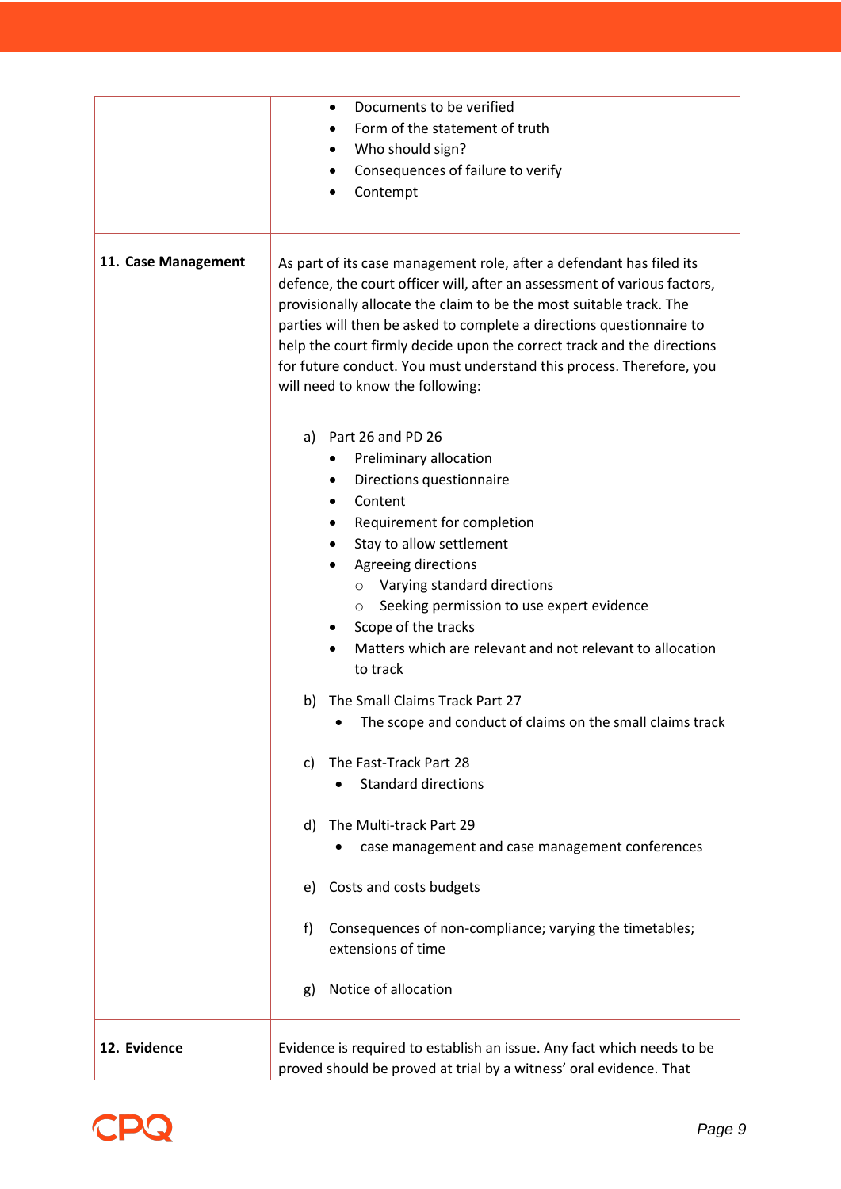| | |
|---|---|
| | • Documents to be verified<br>• Form of the statement of truth<br>• Who should sign?<br>• Consequences of failure to verify<br>• Contempt |
| **11. Case Management** | As part of its case management role, after a defendant has filed its defence, the court officer will, after an assessment of various factors, provisionally allocate the claim to be the most suitable track. The parties will then be asked to complete a directions questionnaire to help the court firmly decide upon the correct track and the directions for future conduct. You must understand this process. Therefore, you will need to know the following:<br><br>a) Part 26 and PD 26<br>• Preliminary allocation<br>• Directions questionnaire<br>• Content<br>• Requirement for completion<br>• Stay to allow settlement<br>• Agreeing directions<br>  ○ Varying standard directions<br>  ○ Seeking permission to use expert evidence<br>• Scope of the tracks<br>• Matters which are relevant and not relevant to allocation to track<br><br>b) The Small Claims Track Part 27<br>• The scope and conduct of claims on the small claims track<br><br>c) The Fast-Track Part 28<br>• Standard directions<br><br>d) The Multi-track Part 29<br>• case management and case management conferences<br><br>e) Costs and costs budgets<br><br>f) Consequences of non-compliance; varying the timetables; extensions of time<br><br>g) Notice of allocation |
| **12. Evidence** | Evidence is required to establish an issue. Any fact which needs to be proved should be proved at trial by a witness' oral evidence. That |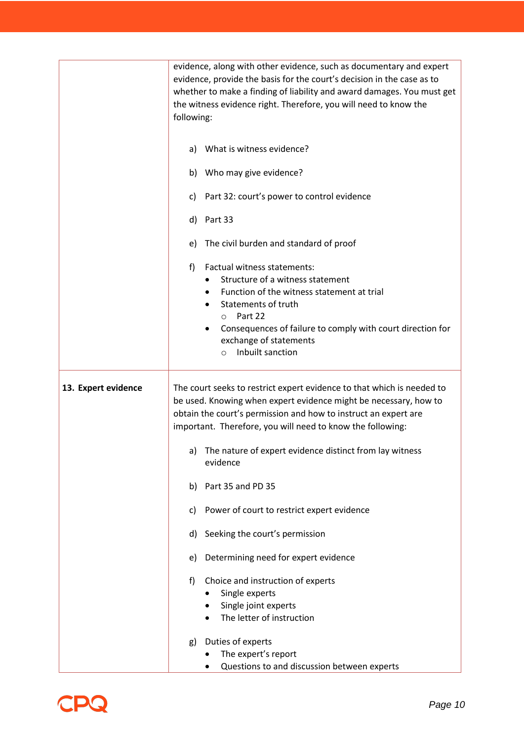| | |
|---|---|
| | evidence, along with other evidence, such as documentary and expert evidence, provide the basis for the court's decision in the case as to whether to make a finding of liability and award damages. You must get the witness evidence right. Therefore, you will need to know the following:<br><br>a) What is witness evidence?<br><br>b) Who may give evidence?<br><br>c) Part 32: court's power to control evidence<br><br>d) Part 33<br><br>e) The civil burden and standard of proof<br><br>f) Factual witness statements:<br>• Structure of a witness statement<br>• Function of the witness statement at trial<br>• Statements of truth<br>○ Part 22<br>• Consequences of failure to comply with court direction for exchange of statements<br>○ Inbuilt sanction |
| **13. Expert evidence** | The court seeks to restrict expert evidence to that which is needed to be used. Knowing when expert evidence might be necessary, how to obtain the court's permission and how to instruct an expert are important. Therefore, you will need to know the following:<br><br>a) The nature of expert evidence distinct from lay witness evidence<br><br>b) Part 35 and PD 35<br><br>c) Power of court to restrict expert evidence<br><br>d) Seeking the court's permission<br><br>e) Determining need for expert evidence<br><br>f) Choice and instruction of experts<br>• Single experts<br>• Single joint experts<br>• The letter of instruction<br><br>g) Duties of experts<br>• The expert's report<br>• Questions to and discussion between experts |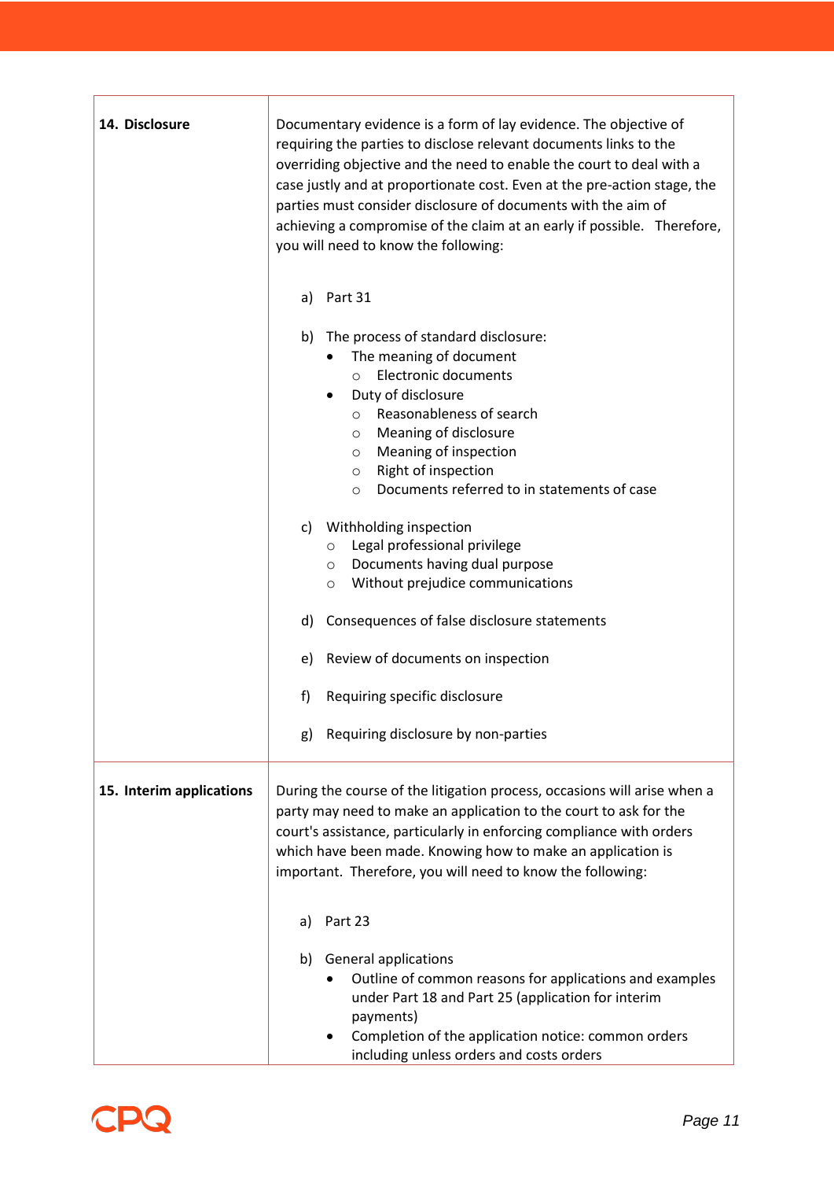| | |
|---|---|
| **14. Disclosure** | Documentary evidence is a form of lay evidence. The objective of requiring the parties to disclose relevant documents links to the overriding objective and the need to enable the court to deal with a case justly and at proportionate cost. Even at the pre-action stage, the parties must consider disclosure of documents with the aim of achieving a compromise of the claim at an early if possible. Therefore, you will need to know the following:<br><br>a) Part 31<br><br>b) The process of standard disclosure:<br>• The meaning of document<br>  ○ Electronic documents<br>• Duty of disclosure<br>  ○ Reasonableness of search<br>  ○ Meaning of disclosure<br>  ○ Meaning of inspection<br>  ○ Right of inspection<br>  ○ Documents referred to in statements of case<br><br>c) Withholding inspection<br>  ○ Legal professional privilege<br>  ○ Documents having dual purpose<br>  ○ Without prejudice communications<br><br>d) Consequences of false disclosure statements<br><br>e) Review of documents on inspection<br><br>f) Requiring specific disclosure<br><br>g) Requiring disclosure by non-parties |
| **15. Interim applications** | During the course of the litigation process, occasions will arise when a party may need to make an application to the court to ask for the court's assistance, particularly in enforcing compliance with orders which have been made. Knowing how to make an application is important. Therefore, you will need to know the following:<br><br>a) Part 23<br><br>b) General applications<br>• Outline of common reasons for applications and examples under Part 18 and Part 25 (application for interim payments)<br>• Completion of the application notice: common orders including unless orders and costs orders |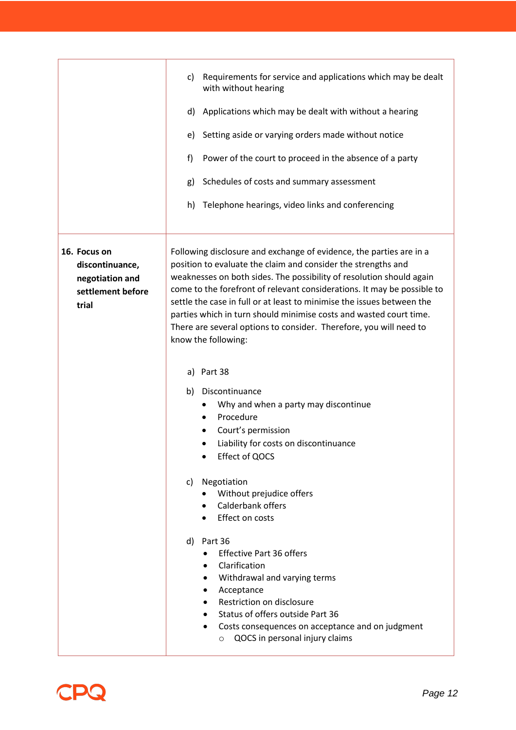| | |
|---|---|
| | c) Requirements for service and applications which may be dealt with without hearing<br><br>d) Applications which may be dealt with without a hearing<br><br>e) Setting aside or varying orders made without notice<br><br>f) Power of the court to proceed in the absence of a party<br><br>g) Schedules of costs and summary assessment<br><br>h) Telephone hearings, video links and conferencing |
| **16. Focus on discontinuance, negotiation and settlement before trial** | Following disclosure and exchange of evidence, the parties are in a position to evaluate the claim and consider the strengths and weaknesses on both sides. The possibility of resolution should again come to the forefront of relevant considerations. It may be possible to settle the case in full or at least to minimise the issues between the parties which in turn should minimise costs and wasted court time. There are several options to consider. Therefore, you will need to know the following:<br><br>a) Part 38<br><br>b) Discontinuance<br>• Why and when a party may discontinue<br>• Procedure<br>• Court's permission<br>• Liability for costs on discontinuance<br>• Effect of QOCS<br><br>c) Negotiation<br>• Without prejudice offers<br>• Calderbank offers<br>• Effect on costs<br><br>d) Part 36<br>• Effective Part 36 offers<br>• Clarification<br>• Withdrawal and varying terms<br>• Acceptance<br>• Restriction on disclosure<br>• Status of offers outside Part 36<br>• Costs consequences on acceptance and on judgment<br>&nbsp;&nbsp;&nbsp;&nbsp;○ QOCS in personal injury claims |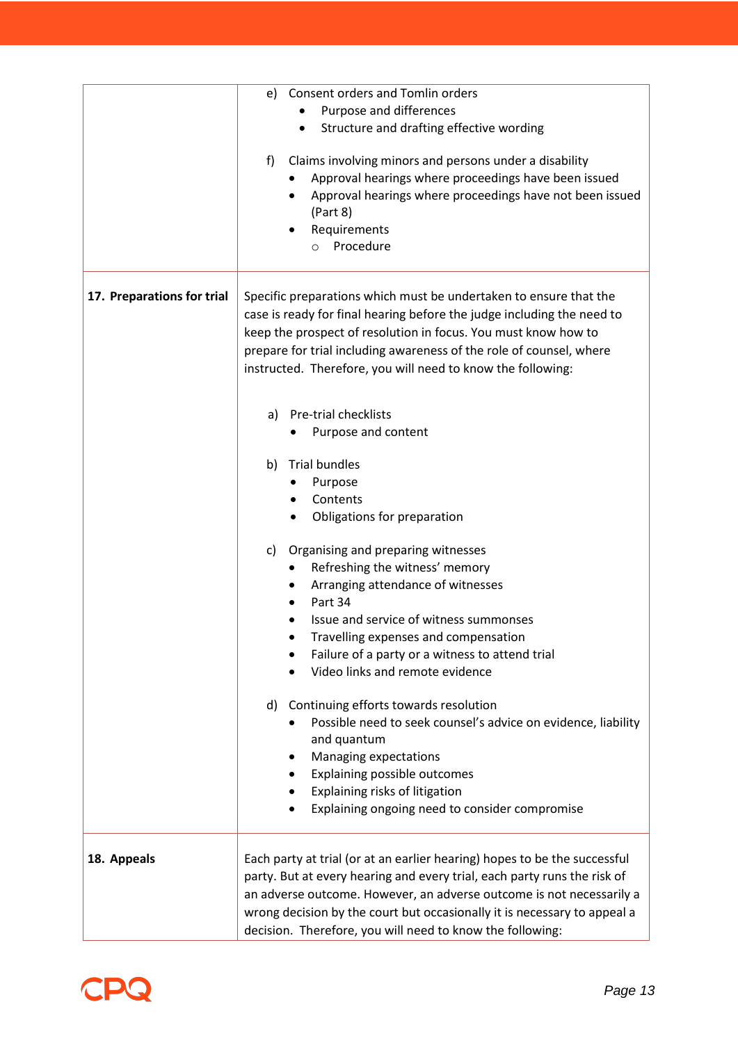| | |
|---|---|
| | e) Consent orders and Tomlin orders<br>• Purpose and differences<br>• Structure and drafting effective wording<br><br>f) Claims involving minors and persons under a disability<br>• Approval hearings where proceedings have been issued<br>• Approval hearings where proceedings have not been issued (Part 8)<br>• Requirements<br>○ Procedure |
| **17. Preparations for trial** | Specific preparations which must be undertaken to ensure that the case is ready for final hearing before the judge including the need to keep the prospect of resolution in focus. You must know how to prepare for trial including awareness of the role of counsel, where instructed. Therefore, you will need to know the following:<br><br>a) Pre-trial checklists<br>• Purpose and content<br><br>b) Trial bundles<br>• Purpose<br>• Contents<br>• Obligations for preparation<br><br>c) Organising and preparing witnesses<br>• Refreshing the witness' memory<br>• Arranging attendance of witnesses<br>• Part 34<br>• Issue and service of witness summonses<br>• Travelling expenses and compensation<br>• Failure of a party or a witness to attend trial<br>• Video links and remote evidence<br><br>d) Continuing efforts towards resolution<br>• Possible need to seek counsel's advice on evidence, liability and quantum<br>• Managing expectations<br>• Explaining possible outcomes<br>• Explaining risks of litigation<br>• Explaining ongoing need to consider compromise |
| **18. Appeals** | Each party at trial (or at an earlier hearing) hopes to be the successful party. But at every hearing and every trial, each party runs the risk of an adverse outcome. However, an adverse outcome is not necessarily a wrong decision by the court but occasionally it is necessary to appeal a decision. Therefore, you will need to know the following: |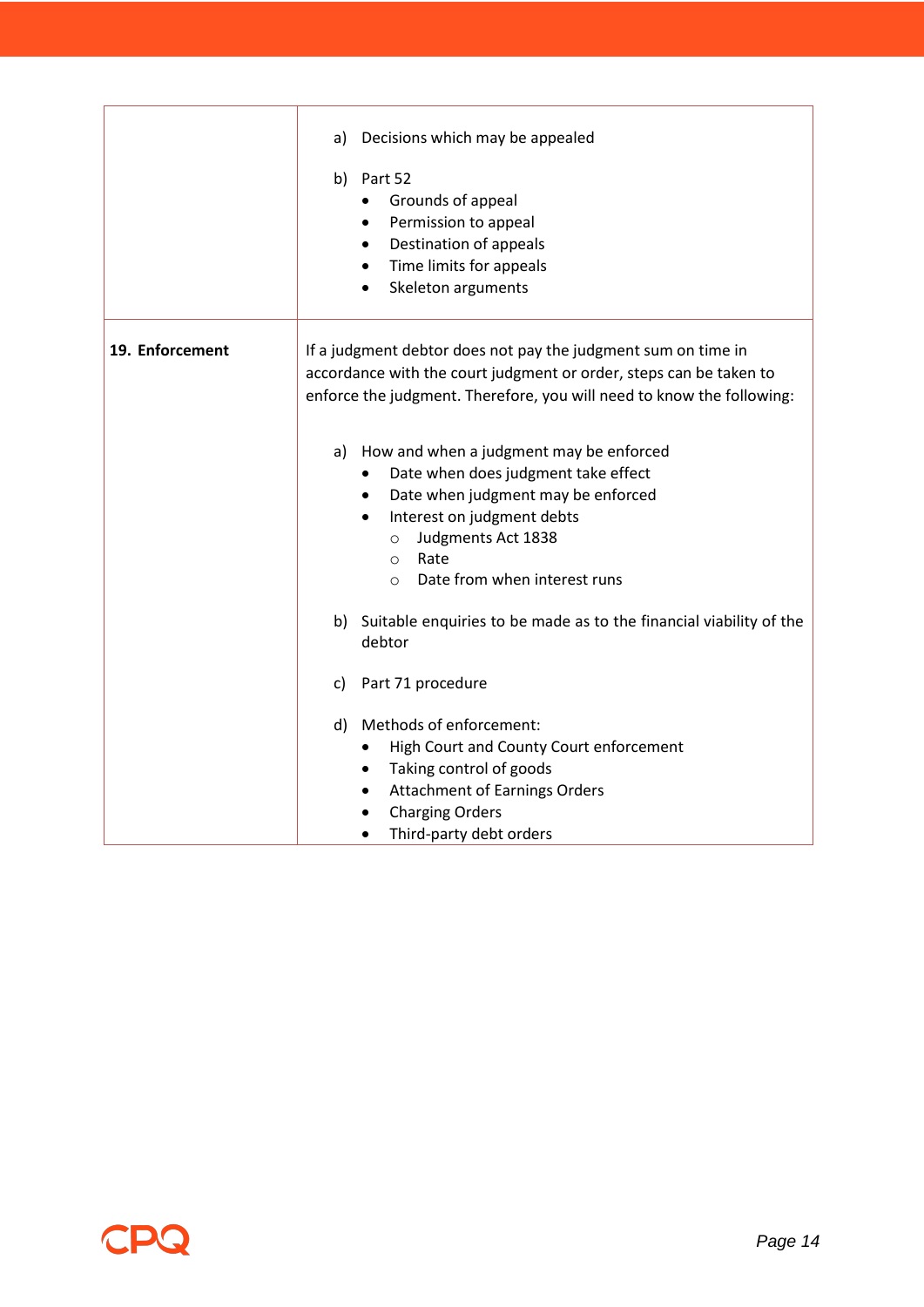| | |
|---|---|
| | a) Decisions which may be appealed<br><br>b) Part 52<br>• Grounds of appeal<br>• Permission to appeal<br>• Destination of appeals<br>• Time limits for appeals<br>• Skeleton arguments |
| **19. Enforcement** | If a judgment debtor does not pay the judgment sum on time in accordance with the court judgment or order, steps can be taken to enforce the judgment. Therefore, you will need to know the following:<br><br>a) How and when a judgment may be enforced<br>• Date when does judgment take effect<br>• Date when judgment may be enforced<br>• Interest on judgment debts<br>○ Judgments Act 1838<br>○ Rate<br>○ Date from when interest runs<br><br>b) Suitable enquiries to be made as to the financial viability of the debtor<br><br>c) Part 71 procedure<br><br>d) Methods of enforcement:<br>• High Court and County Court enforcement<br>• Taking control of goods<br>• Attachment of Earnings Orders<br>• Charging Orders<br>• Third-party debt orders |